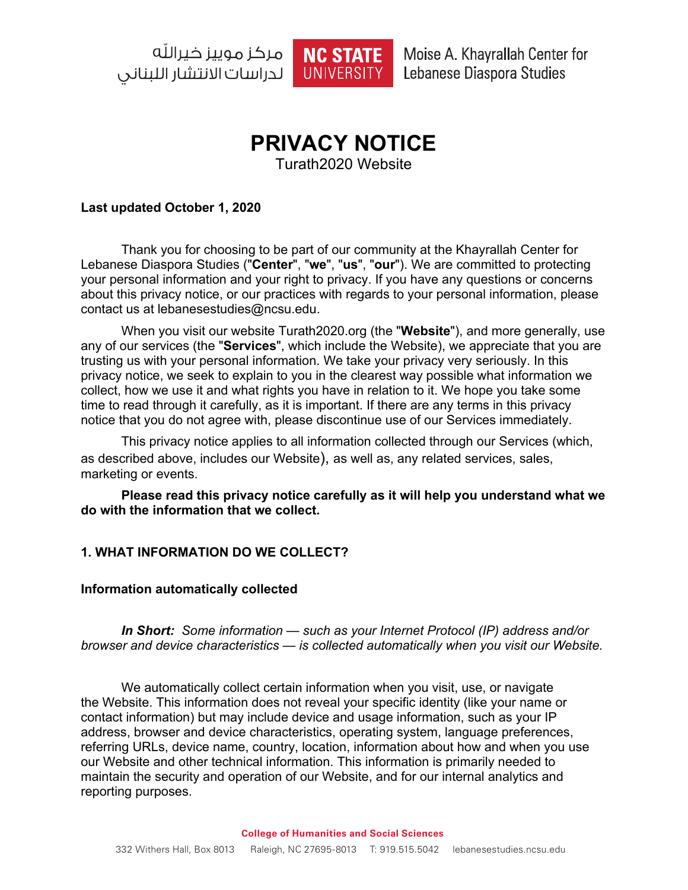مركز موييز خيرالله
لدراسات الانتشار اللبناني

**NC STATE UNIVERSITY**

Moise A. Khayrallah Center for Lebanese Diaspora Studies

# PRIVACY NOTICE

Turath2020 Website

**Last updated October 1, 2020**

Thank you for choosing to be part of our community at the Khayrallah Center for Lebanese Diaspora Studies ("**Center**", "**we**", "**us**", "**our**"). We are committed to protecting your personal information and your right to privacy. If you have any questions or concerns about this privacy notice, or our practices with regards to your personal information, please contact us at lebanesestudies@ncsu.edu.

When you visit our website Turath2020.org (the "**Website**"), and more generally, use any of our services (the "**Services**", which include the Website), we appreciate that you are trusting us with your personal information. We take your privacy very seriously. In this privacy notice, we seek to explain to you in the clearest way possible what information we collect, how we use it and what rights you have in relation to it. We hope you take some time to read through it carefully, as it is important. If there are any terms in this privacy notice that you do not agree with, please discontinue use of our Services immediately.

This privacy notice applies to all information collected through our Services (which, as described above, includes our Website), as well as, any related services, sales, marketing or events.

**Please read this privacy notice carefully as it will help you understand what we do with the information that we collect.**

## 1. WHAT INFORMATION DO WE COLLECT?

### Information automatically collected

***In Short:*** *Some information — such as your Internet Protocol (IP) address and/or browser and device characteristics — is collected automatically when you visit our Website.*

We automatically collect certain information when you visit, use, or navigate the Website. This information does not reveal your specific identity (like your name or contact information) but may include device and usage information, such as your IP address, browser and device characteristics, operating system, language preferences, referring URLs, device name, country, location, information about how and when you use our Website and other technical information. This information is primarily needed to maintain the security and operation of our Website, and for our internal analytics and reporting purposes.

**College of Humanities and Social Sciences**

332 Withers Hall, Box 8013 Raleigh, NC 27695-8013 T: 919.515.5042 lebanesestudies.ncsu.edu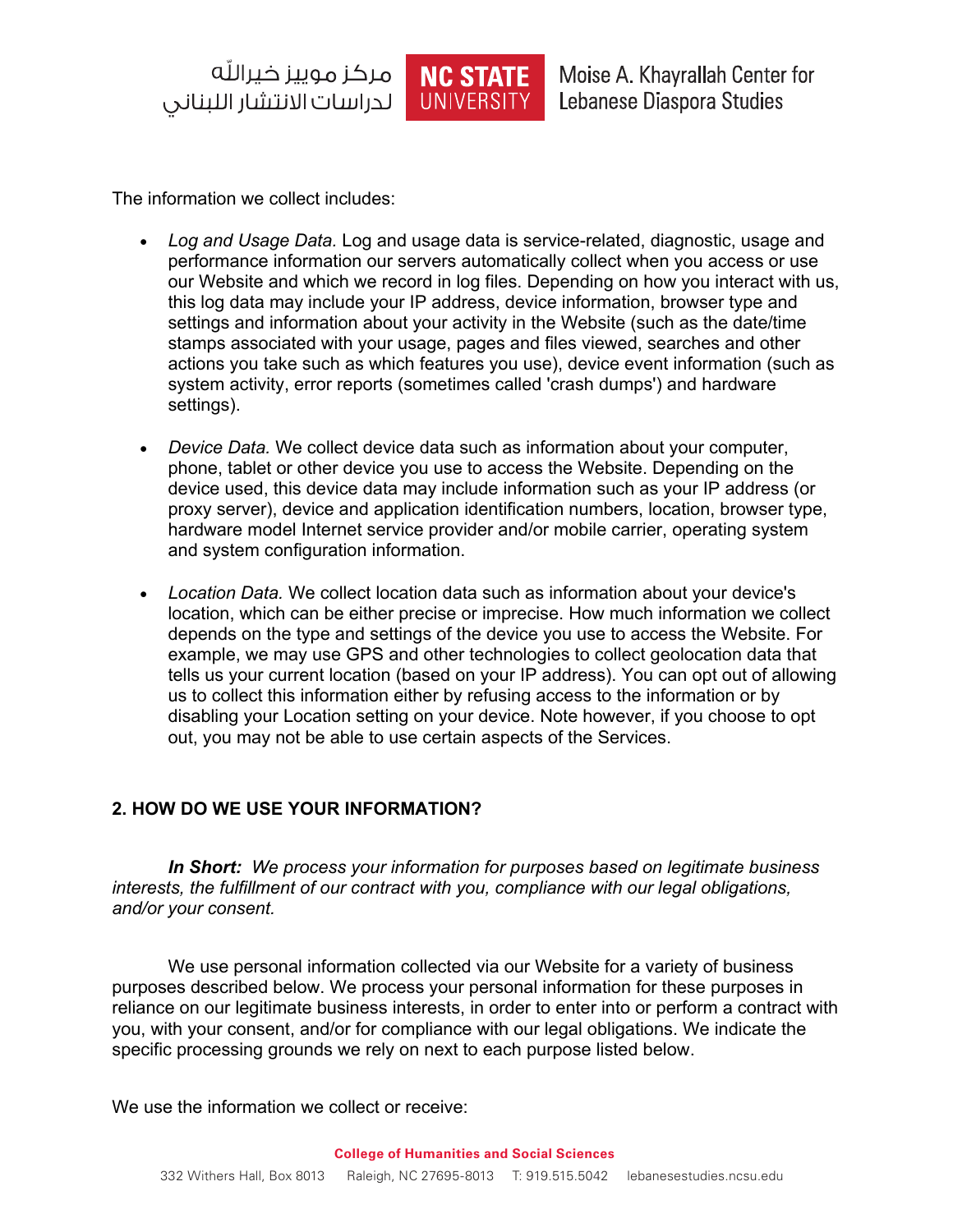The information we collect includes:

- *Log and Usage Data.* Log and usage data is service-related, diagnostic, usage and performance information our servers automatically collect when you access or use our Website and which we record in log files. Depending on how you interact with us, this log data may include your IP address, device information, browser type and settings and information about your activity in the Website (such as the date/time stamps associated with your usage, pages and files viewed, searches and other actions you take such as which features you use), device event information (such as system activity, error reports (sometimes called 'crash dumps') and hardware settings).

- *Device Data.* We collect device data such as information about your computer, phone, tablet or other device you use to access the Website. Depending on the device used, this device data may include information such as your IP address (or proxy server), device and application identification numbers, location, browser type, hardware model Internet service provider and/or mobile carrier, operating system and system configuration information.

- *Location Data.* We collect location data such as information about your device's location, which can be either precise or imprecise. How much information we collect depends on the type and settings of the device you use to access the Website. For example, we may use GPS and other technologies to collect geolocation data that tells us your current location (based on your IP address). You can opt out of allowing us to collect this information either by refusing access to the information or by disabling your Location setting on your device. Note however, if you choose to opt out, you may not be able to use certain aspects of the Services.

## 2. HOW DO WE USE YOUR INFORMATION?

***In Short:*** *We process your information for purposes based on legitimate business interests, the fulfillment of our contract with you, compliance with our legal obligations, and/or your consent.*

We use personal information collected via our Website for a variety of business purposes described below. We process your personal information for these purposes in reliance on our legitimate business interests, in order to enter into or perform a contract with you, with your consent, and/or for compliance with our legal obligations. We indicate the specific processing grounds we rely on next to each purpose listed below.

We use the information we collect or receive: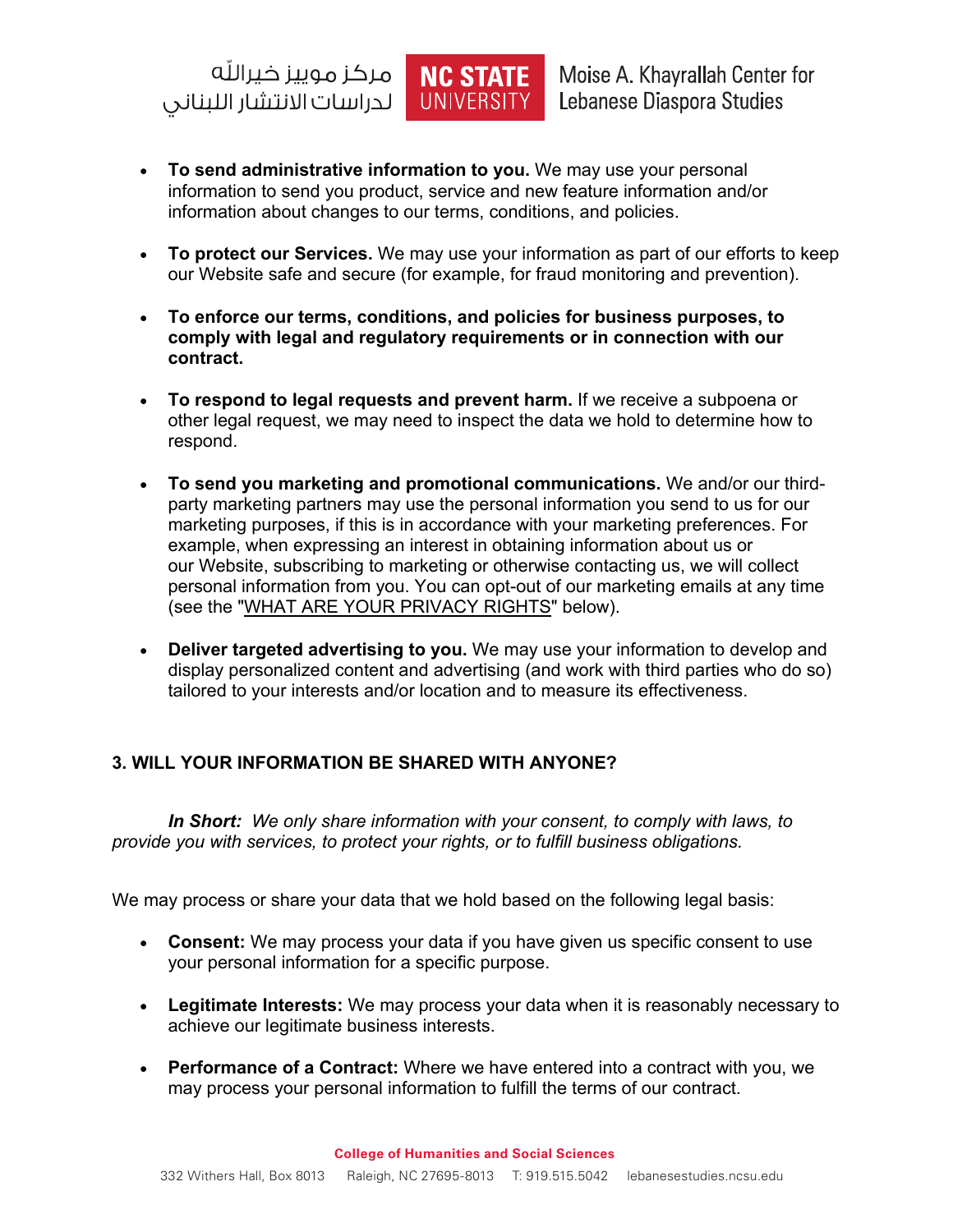- **To send administrative information to you.** We may use your personal information to send you product, service and new feature information and/or information about changes to our terms, conditions, and policies.

- **To protect our Services.** We may use your information as part of our efforts to keep our Website safe and secure (for example, for fraud monitoring and prevention).

- **To enforce our terms, conditions, and policies for business purposes, to comply with legal and regulatory requirements or in connection with our contract.**

- **To respond to legal requests and prevent harm.** If we receive a subpoena or other legal request, we may need to inspect the data we hold to determine how to respond.

- **To send you marketing and promotional communications.** We and/or our third-party marketing partners may use the personal information you send to us for our marketing purposes, if this is in accordance with your marketing preferences. For example, when expressing an interest in obtaining information about us or our Website, subscribing to marketing or otherwise contacting us, we will collect personal information from you. You can opt-out of our marketing emails at any time (see the "WHAT ARE YOUR PRIVACY RIGHTS" below).

- **Deliver targeted advertising to you.** We may use your information to develop and display personalized content and advertising (and work with third parties who do so) tailored to your interests and/or location and to measure its effectiveness.

## 3. WILL YOUR INFORMATION BE SHARED WITH ANYONE?

***In Short:*** *We only share information with your consent, to comply with laws, to provide you with services, to protect your rights, or to fulfill business obligations.*

We may process or share your data that we hold based on the following legal basis:

- **Consent:** We may process your data if you have given us specific consent to use your personal information for a specific purpose.

- **Legitimate Interests:** We may process your data when it is reasonably necessary to achieve our legitimate business interests.

- **Performance of a Contract:** Where we have entered into a contract with you, we may process your personal information to fulfill the terms of our contract.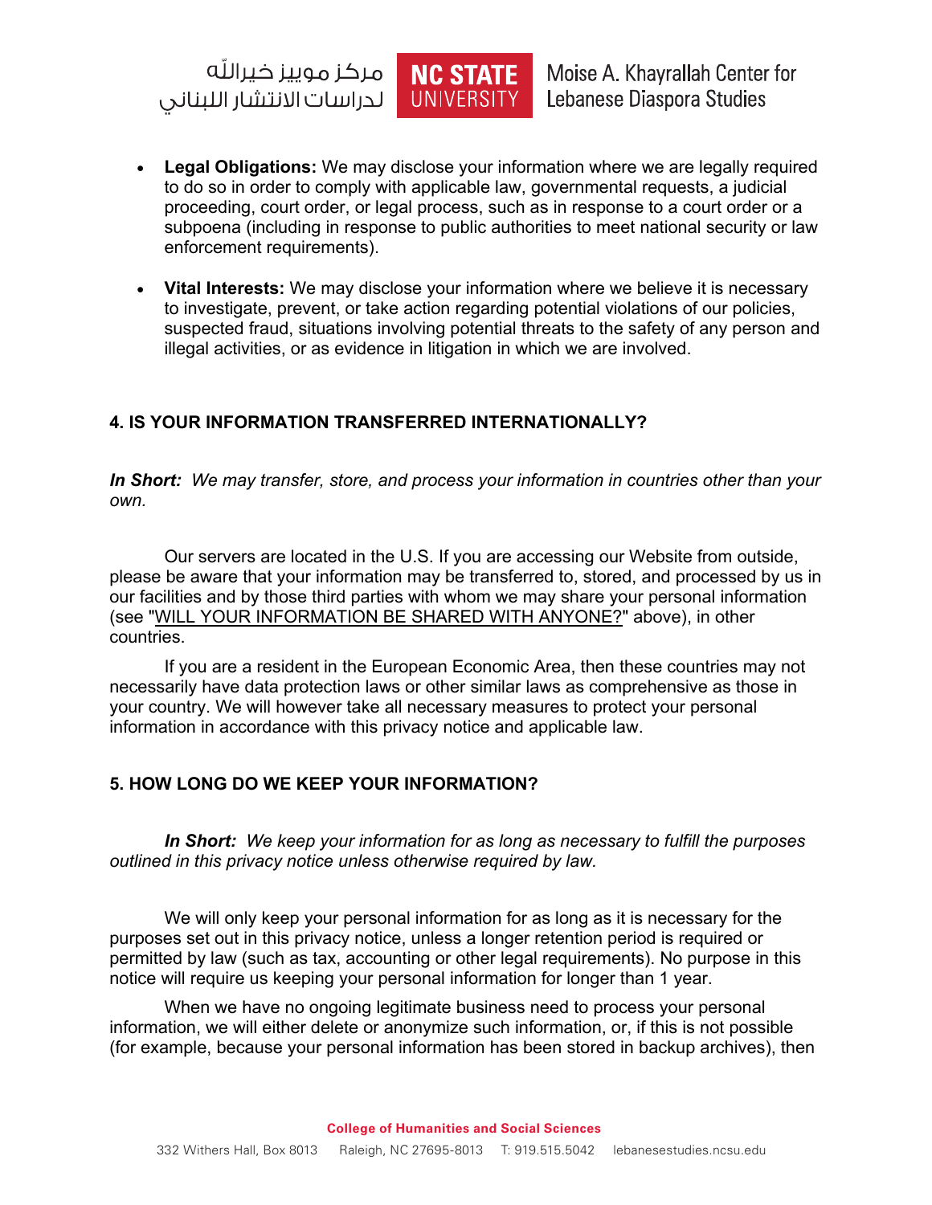- **Legal Obligations:** We may disclose your information where we are legally required to do so in order to comply with applicable law, governmental requests, a judicial proceeding, court order, or legal process, such as in response to a court order or a subpoena (including in response to public authorities to meet national security or law enforcement requirements).

- **Vital Interests:** We may disclose your information where we believe it is necessary to investigate, prevent, or take action regarding potential violations of our policies, suspected fraud, situations involving potential threats to the safety of any person and illegal activities, or as evidence in litigation in which we are involved.

## 4. IS YOUR INFORMATION TRANSFERRED INTERNATIONALLY?

***In Short:*** *We may transfer, store, and process your information in countries other than your own.*

Our servers are located in the U.S. If you are accessing our Website from outside, please be aware that your information may be transferred to, stored, and processed by us in our facilities and by those third parties with whom we may share your personal information (see "WILL YOUR INFORMATION BE SHARED WITH ANYONE?" above), in other countries.

If you are a resident in the European Economic Area, then these countries may not necessarily have data protection laws or other similar laws as comprehensive as those in your country. We will however take all necessary measures to protect your personal information in accordance with this privacy notice and applicable law.

## 5. HOW LONG DO WE KEEP YOUR INFORMATION?

***In Short:*** *We keep your information for as long as necessary to fulfill the purposes outlined in this privacy notice unless otherwise required by law.*

We will only keep your personal information for as long as it is necessary for the purposes set out in this privacy notice, unless a longer retention period is required or permitted by law (such as tax, accounting or other legal requirements). No purpose in this notice will require us keeping your personal information for longer than 1 year.

When we have no ongoing legitimate business need to process your personal information, we will either delete or anonymize such information, or, if this is not possible (for example, because your personal information has been stored in backup archives), then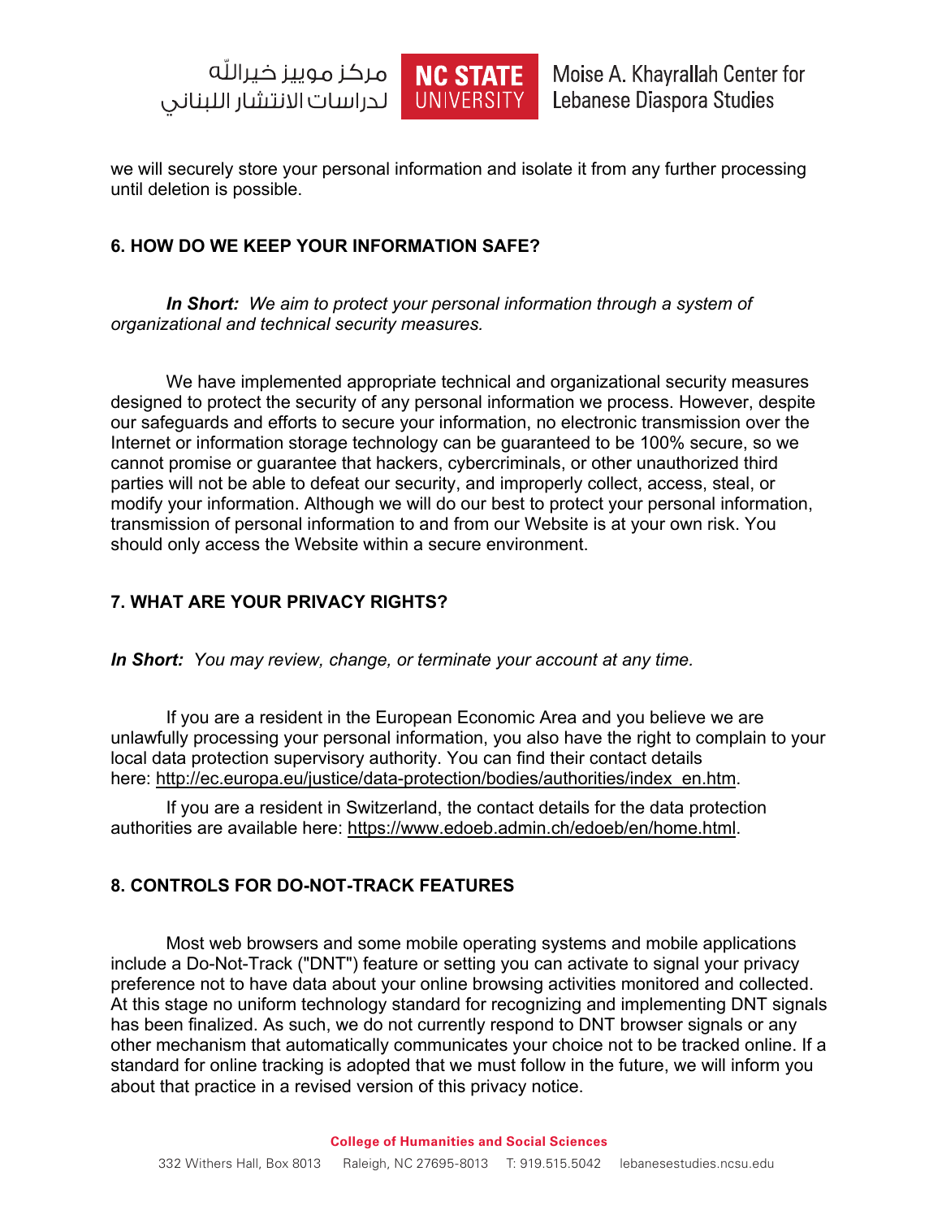we will securely store your personal information and isolate it from any further processing until deletion is possible.

### 6. HOW DO WE KEEP YOUR INFORMATION SAFE?

***In Short:*** *We aim to protect your personal information through a system of organizational and technical security measures.*

We have implemented appropriate technical and organizational security measures designed to protect the security of any personal information we process. However, despite our safeguards and efforts to secure your information, no electronic transmission over the Internet or information storage technology can be guaranteed to be 100% secure, so we cannot promise or guarantee that hackers, cybercriminals, or other unauthorized third parties will not be able to defeat our security, and improperly collect, access, steal, or modify your information. Although we will do our best to protect your personal information, transmission of personal information to and from our Website is at your own risk. You should only access the Website within a secure environment.

### 7. WHAT ARE YOUR PRIVACY RIGHTS?

***In Short:*** *You may review, change, or terminate your account at any time.*

If you are a resident in the European Economic Area and you believe we are unlawfully processing your personal information, you also have the right to complain to your local data protection supervisory authority. You can find their contact details here: http://ec.europa.eu/justice/data-protection/bodies/authorities/index_en.htm.

If you are a resident in Switzerland, the contact details for the data protection authorities are available here: https://www.edoeb.admin.ch/edoeb/en/home.html.

### 8. CONTROLS FOR DO-NOT-TRACK FEATURES

Most web browsers and some mobile operating systems and mobile applications include a Do-Not-Track ("DNT") feature or setting you can activate to signal your privacy preference not to have data about your online browsing activities monitored and collected. At this stage no uniform technology standard for recognizing and implementing DNT signals has been finalized. As such, we do not currently respond to DNT browser signals or any other mechanism that automatically communicates your choice not to be tracked online. If a standard for online tracking is adopted that we must follow in the future, we will inform you about that practice in a revised version of this privacy notice.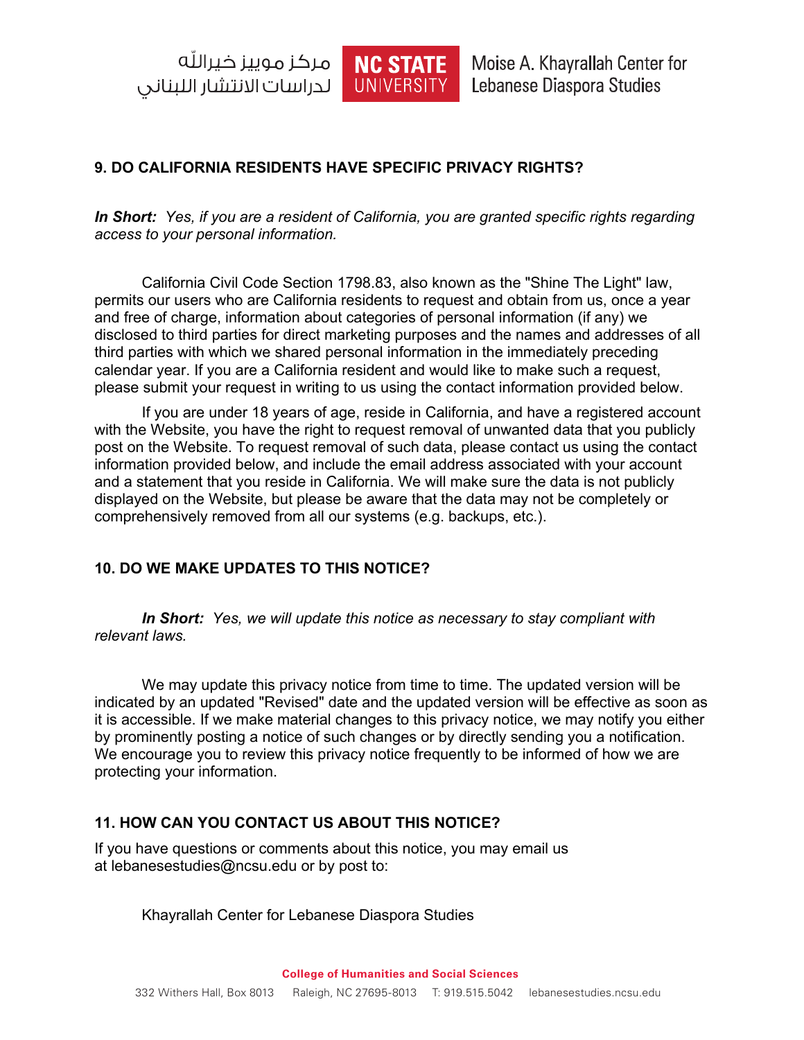## 9. DO CALIFORNIA RESIDENTS HAVE SPECIFIC PRIVACY RIGHTS?

***In Short:*** *Yes, if you are a resident of California, you are granted specific rights regarding access to your personal information.*

California Civil Code Section 1798.83, also known as the "Shine The Light" law, permits our users who are California residents to request and obtain from us, once a year and free of charge, information about categories of personal information (if any) we disclosed to third parties for direct marketing purposes and the names and addresses of all third parties with which we shared personal information in the immediately preceding calendar year. If you are a California resident and would like to make such a request, please submit your request in writing to us using the contact information provided below.

If you are under 18 years of age, reside in California, and have a registered account with the Website, you have the right to request removal of unwanted data that you publicly post on the Website. To request removal of such data, please contact us using the contact information provided below, and include the email address associated with your account and a statement that you reside in California. We will make sure the data is not publicly displayed on the Website, but please be aware that the data may not be completely or comprehensively removed from all our systems (e.g. backups, etc.).

## 10. DO WE MAKE UPDATES TO THIS NOTICE?

***In Short:*** *Yes, we will update this notice as necessary to stay compliant with relevant laws.*

We may update this privacy notice from time to time. The updated version will be indicated by an updated "Revised" date and the updated version will be effective as soon as it is accessible. If we make material changes to this privacy notice, we may notify you either by prominently posting a notice of such changes or by directly sending you a notification. We encourage you to review this privacy notice frequently to be informed of how we are protecting your information.

## 11. HOW CAN YOU CONTACT US ABOUT THIS NOTICE?

If you have questions or comments about this notice, you may email us at lebanesestudies@ncsu.edu or by post to:

Khayrallah Center for Lebanese Diaspora Studies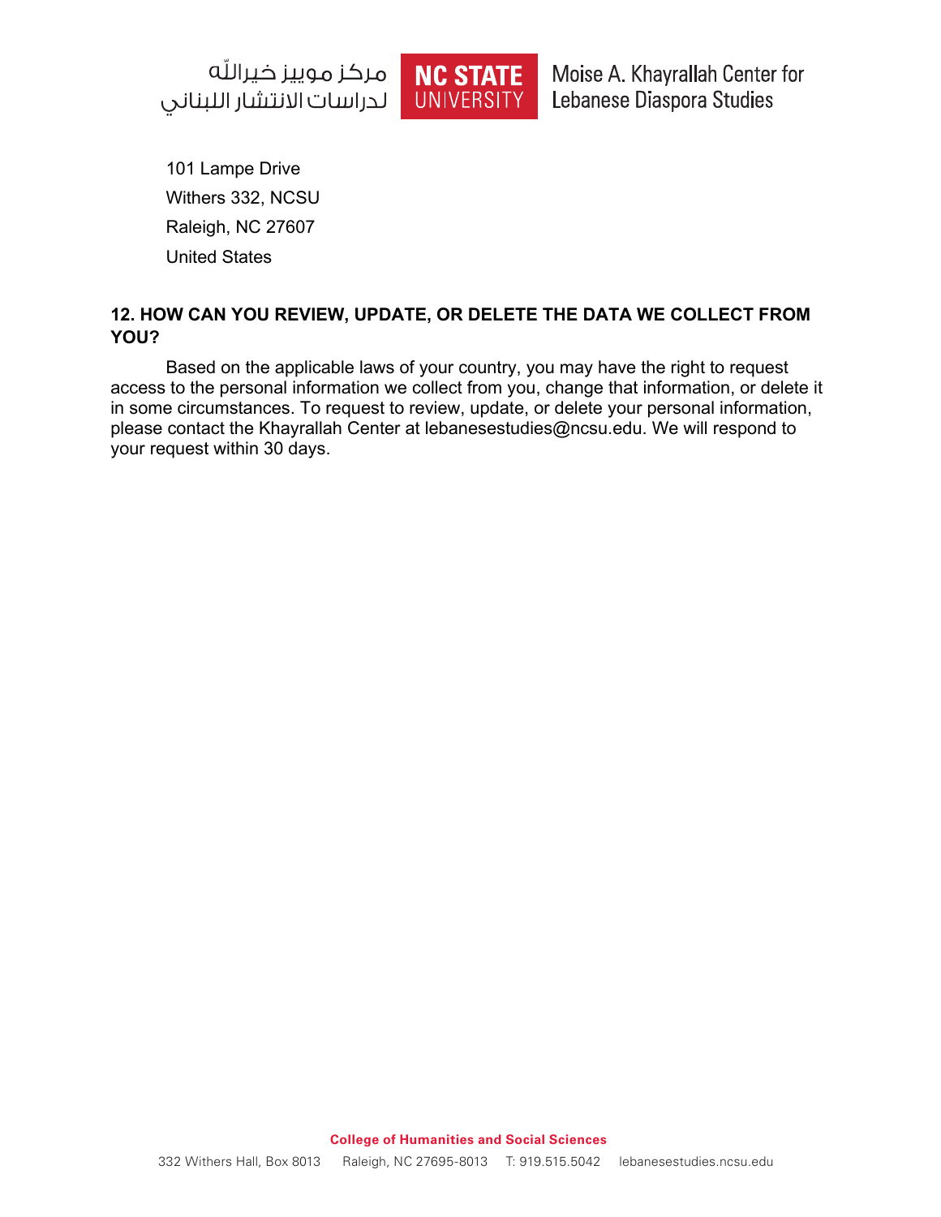101 Lampe Drive
Withers 332, NCSU
Raleigh, NC 27607
United States

## 12. HOW CAN YOU REVIEW, UPDATE, OR DELETE THE DATA WE COLLECT FROM YOU?

Based on the applicable laws of your country, you may have the right to request access to the personal information we collect from you, change that information, or delete it in some circumstances. To request to review, update, or delete your personal information, please contact the Khayrallah Center at lebanesestudies@ncsu.edu. We will respond to your request within 30 days.